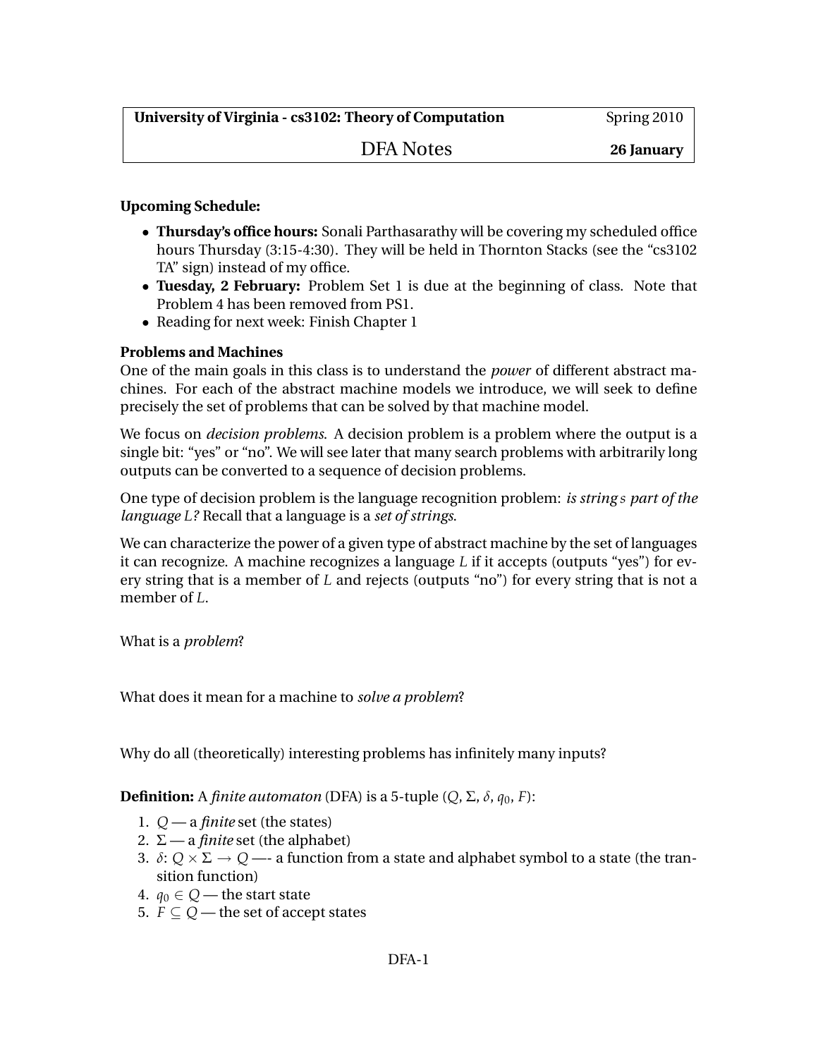**University of Virginia - cs3102: Theory of Computation** — Spring 2010

# DFA Notes

**26 January**

**Upcoming Schedule:**

- **Thursday's office hours:** Sonali Parthasarathy will be covering my scheduled office hours Thursday (3:15-4:30). They will be held in Thornton Stacks (see the "cs3102 TA" sign) instead of my office.
- **Tuesday, 2 February:** Problem Set 1 is due at the beginning of class. Note that Problem 4 has been removed from PS1.
- Reading for next week: Finish Chapter 1

**Problems and Machines**

One of the main goals in this class is to understand the *power* of different abstract machines. For each of the abstract machine models we introduce, we will seek to define precisely the set of problems that can be solved by that machine model.

We focus on *decision problems*. A decision problem is a problem where the output is a single bit: "yes" or "no". We will see later that many search problems with arbitrarily long outputs can be converted to a sequence of decision problems.

One type of decision problem is the language recognition problem: *is string $s$ part of the language $L$?* Recall that a language is a *set of strings*.

We can characterize the power of a given type of abstract machine by the set of languages it can recognize. A machine recognizes a language $L$ if it accepts (outputs "yes") for every string that is a member of $L$ and rejects (outputs "no") for every string that is not a member of $L$.

What is a *problem*?

What does it mean for a machine to *solve a problem*?

Why do all (theoretically) interesting problems has infinitely many inputs?

**Definition:** A *finite automaton* (DFA) is a 5-tuple $(Q, \Sigma, \delta, q_0, F)$:

1. $Q$ — a *finite* set (the states)
2. $\Sigma$ — a *finite* set (the alphabet)
3. $\delta$: $Q \times \Sigma \rightarrow Q$ —- a function from a state and alphabet symbol to a state (the transition function)
4. $q_0 \in Q$ — the start state
5. $F \subseteq Q$ — the set of accept states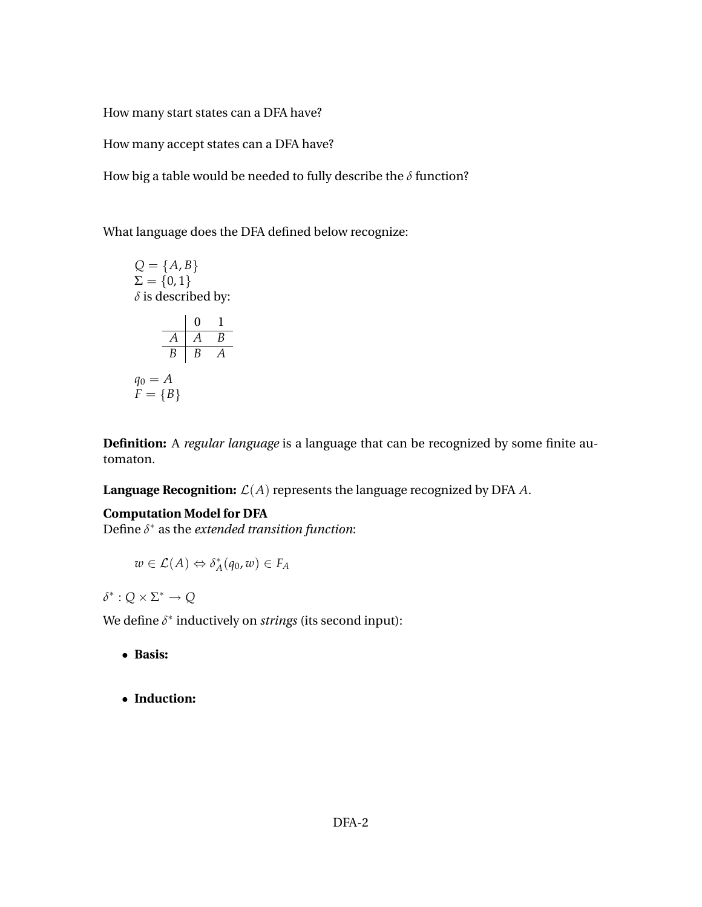How many start states can a DFA have?

How many accept states can a DFA have?

How big a table would be needed to fully describe the $\delta$ function?

What language does the DFA defined below recognize:

$Q = \{A, B\}$
$\Sigma = \{0, 1\}$
$\delta$ is described by:

| | 0 | 1 |
|---|---|---|
| $A$ | $A$ | $B$ |
| $B$ | $B$ | $A$ |

$q_0 = A$
$F = \{B\}$

**Definition:** A *regular language* is a language that can be recognized by some finite automaton.

**Language Recognition:** $\mathcal{L}(A)$ represents the language recognized by DFA $A$.

**Computation Model for DFA**
Define $\delta^*$ as the *extended transition function*:

$$w \in \mathcal{L}(A) \Leftrightarrow \delta^*_A(q_0, w) \in F_A$$

$\delta^* : Q \times \Sigma^* \to Q$

We define $\delta^*$ inductively on *strings* (its second input):

- **Basis:**

- **Induction:**